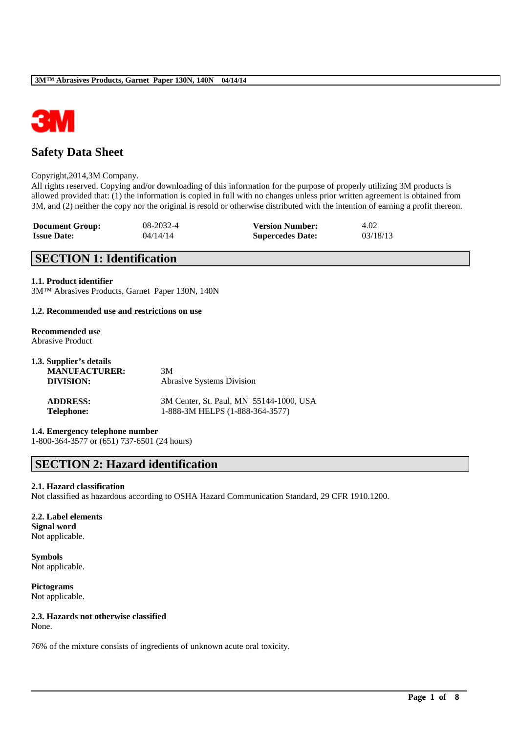# Safety Data Sheet

Copyright,2014,3M Company.
All rights reserved. Copying and/or downloading of this information for the purpose of properly utilizing 3M products is allowed provided that: (1) the information is copied in full with no changes unless prior written agreement is obtained from 3M, and (2) neither the copy nor the original is resold or otherwise distributed with the intention of earning a profit thereon.

| **Document Group:** | 08-2032-4 | **Version Number:** | 4.02 |
|---|---|---|---|
| **Issue Date:** | 04/14/14 | **Supercedes Date:** | 03/18/13 |

## SECTION 1: Identification

### 1.1. Product identifier

3M™ Abrasives Products, Garnet Paper 130N, 140N

### 1.2. Recommended use and restrictions on use

**Recommended use**
Abrasive Product

### 1.3. Supplier's details

| | |
|---|---|
| **MANUFACTURER:** | 3M |
| **DIVISION:** | Abrasive Systems Division |
| **ADDRESS:** | 3M Center, St. Paul, MN 55144-1000, USA |
| **Telephone:** | 1-888-3M HELPS (1-888-364-3577) |

### 1.4. Emergency telephone number

1-800-364-3577 or (651) 737-6501 (24 hours)

## SECTION 2: Hazard identification

### 2.1. Hazard classification

Not classified as hazardous according to OSHA Hazard Communication Standard, 29 CFR 1910.1200.

### 2.2. Label elements

**Signal word**
Not applicable.

**Symbols**
Not applicable.

**Pictograms**
Not applicable.

### 2.3. Hazards not otherwise classified

None.

76% of the mixture consists of ingredients of unknown acute oral toxicity.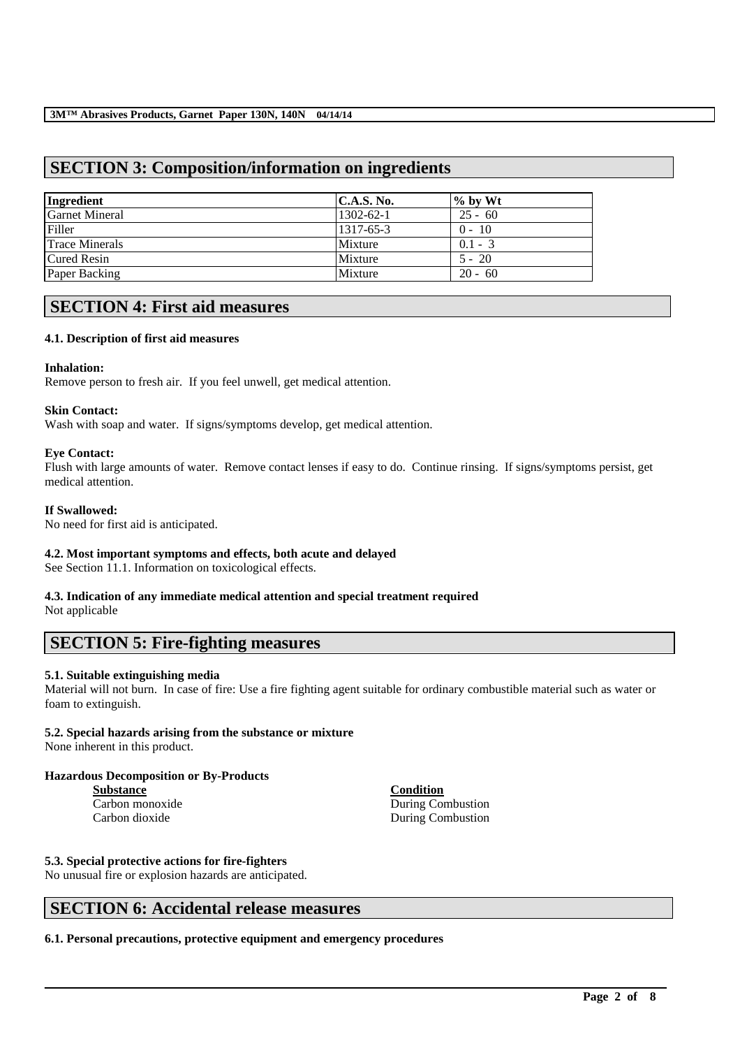## SECTION 3: Composition/information on ingredients

| Ingredient | C.A.S. No. | % by Wt |
|---|---|---|
| Garnet Mineral | 1302-62-1 | 25 - 60 |
| Filler | 1317-65-3 | 0 - 10 |
| Trace Minerals | Mixture | 0.1 - 3 |
| Cured Resin | Mixture | 5 - 20 |
| Paper Backing | Mixture | 20 - 60 |

## SECTION 4: First aid measures

### 4.1. Description of first aid measures

**Inhalation:**
Remove person to fresh air. If you feel unwell, get medical attention.

**Skin Contact:**
Wash with soap and water. If signs/symptoms develop, get medical attention.

**Eye Contact:**
Flush with large amounts of water. Remove contact lenses if easy to do. Continue rinsing. If signs/symptoms persist, get medical attention.

**If Swallowed:**
No need for first aid is anticipated.

### 4.2. Most important symptoms and effects, both acute and delayed

See Section 11.1. Information on toxicological effects.

### 4.3. Indication of any immediate medical attention and special treatment required

Not applicable

## SECTION 5: Fire-fighting measures

### 5.1. Suitable extinguishing media

Material will not burn. In case of fire: Use a fire fighting agent suitable for ordinary combustible material such as water or foam to extinguish.

### 5.2. Special hazards arising from the substance or mixture

None inherent in this product.

**Hazardous Decomposition or By-Products**

| Substance | Condition |
|---|---|
| Carbon monoxide | During Combustion |
| Carbon dioxide | During Combustion |

### 5.3. Special protective actions for fire-fighters

No unusual fire or explosion hazards are anticipated.

## SECTION 6: Accidental release measures

### 6.1. Personal precautions, protective equipment and emergency procedures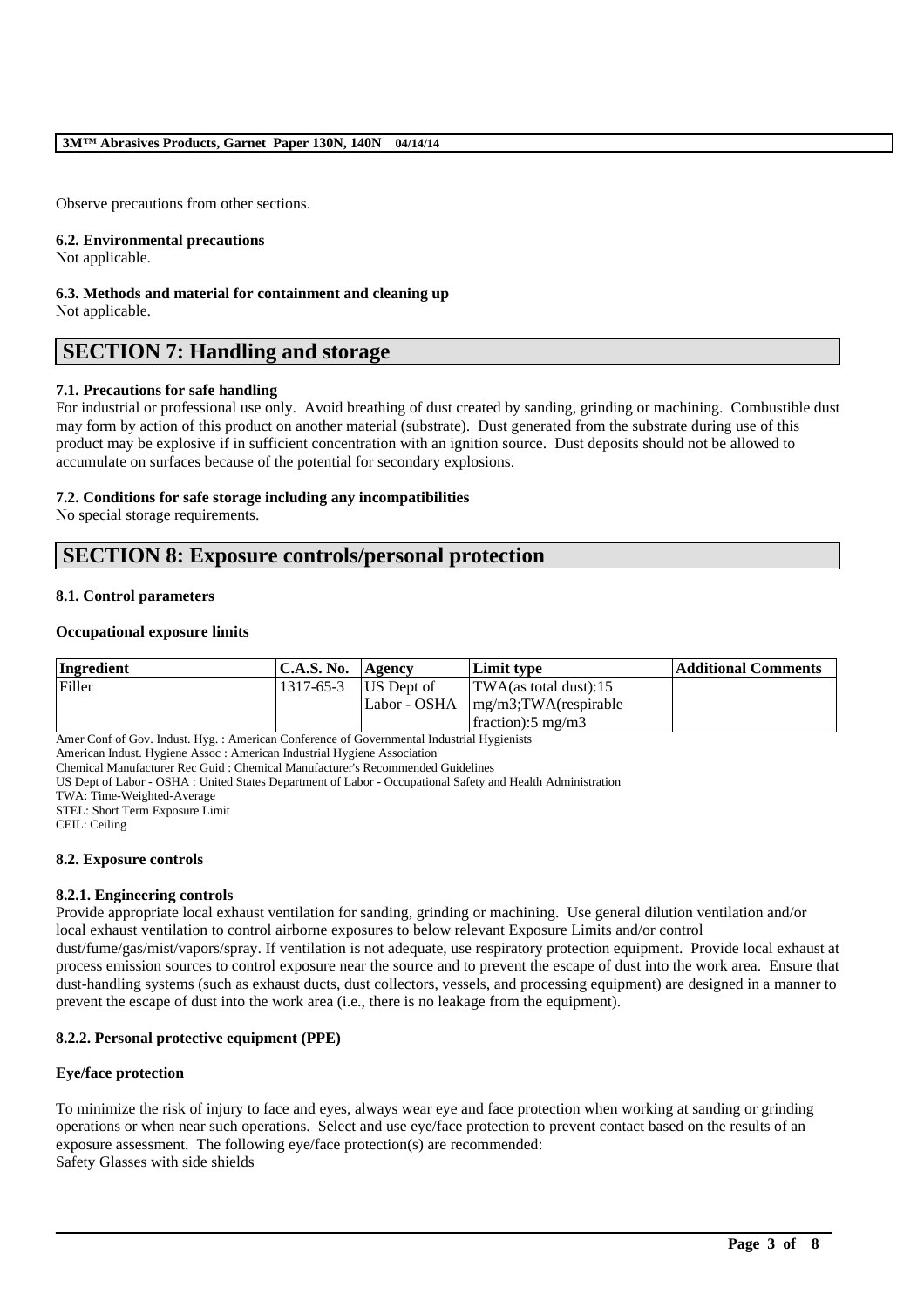Observe precautions from other sections.

### 6.2. Environmental precautions

Not applicable.

### 6.3. Methods and material for containment and cleaning up

Not applicable.

## SECTION 7: Handling and storage

### 7.1. Precautions for safe handling

For industrial or professional use only. Avoid breathing of dust created by sanding, grinding or machining. Combustible dust may form by action of this product on another material (substrate). Dust generated from the substrate during use of this product may be explosive if in sufficient concentration with an ignition source. Dust deposits should not be allowed to accumulate on surfaces because of the potential for secondary explosions.

### 7.2. Conditions for safe storage including any incompatibilities

No special storage requirements.

## SECTION 8: Exposure controls/personal protection

### 8.1. Control parameters

**Occupational exposure limits**

| Ingredient | C.A.S. No. | Agency | Limit type | Additional Comments |
|---|---|---|---|---|
| Filler | 1317-65-3 | US Dept of Labor - OSHA | TWA(as total dust):15 mg/m3;TWA(respirable fraction):5 mg/m3 | |

Amer Conf of Gov. Indust. Hyg. : American Conference of Governmental Industrial Hygienists
American Indust. Hygiene Assoc : American Industrial Hygiene Association
Chemical Manufacturer Rec Guid : Chemical Manufacturer's Recommended Guidelines
US Dept of Labor - OSHA : United States Department of Labor - Occupational Safety and Health Administration
TWA: Time-Weighted-Average
STEL: Short Term Exposure Limit
CEIL: Ceiling

### 8.2. Exposure controls

#### 8.2.1. Engineering controls

Provide appropriate local exhaust ventilation for sanding, grinding or machining. Use general dilution ventilation and/or local exhaust ventilation to control airborne exposures to below relevant Exposure Limits and/or control dust/fume/gas/mist/vapors/spray. If ventilation is not adequate, use respiratory protection equipment. Provide local exhaust at process emission sources to control exposure near the source and to prevent the escape of dust into the work area. Ensure that dust-handling systems (such as exhaust ducts, dust collectors, vessels, and processing equipment) are designed in a manner to prevent the escape of dust into the work area (i.e., there is no leakage from the equipment).

#### 8.2.2. Personal protective equipment (PPE)

**Eye/face protection**

To minimize the risk of injury to face and eyes, always wear eye and face protection when working at sanding or grinding operations or when near such operations. Select and use eye/face protection to prevent contact based on the results of an exposure assessment. The following eye/face protection(s) are recommended:
Safety Glasses with side shields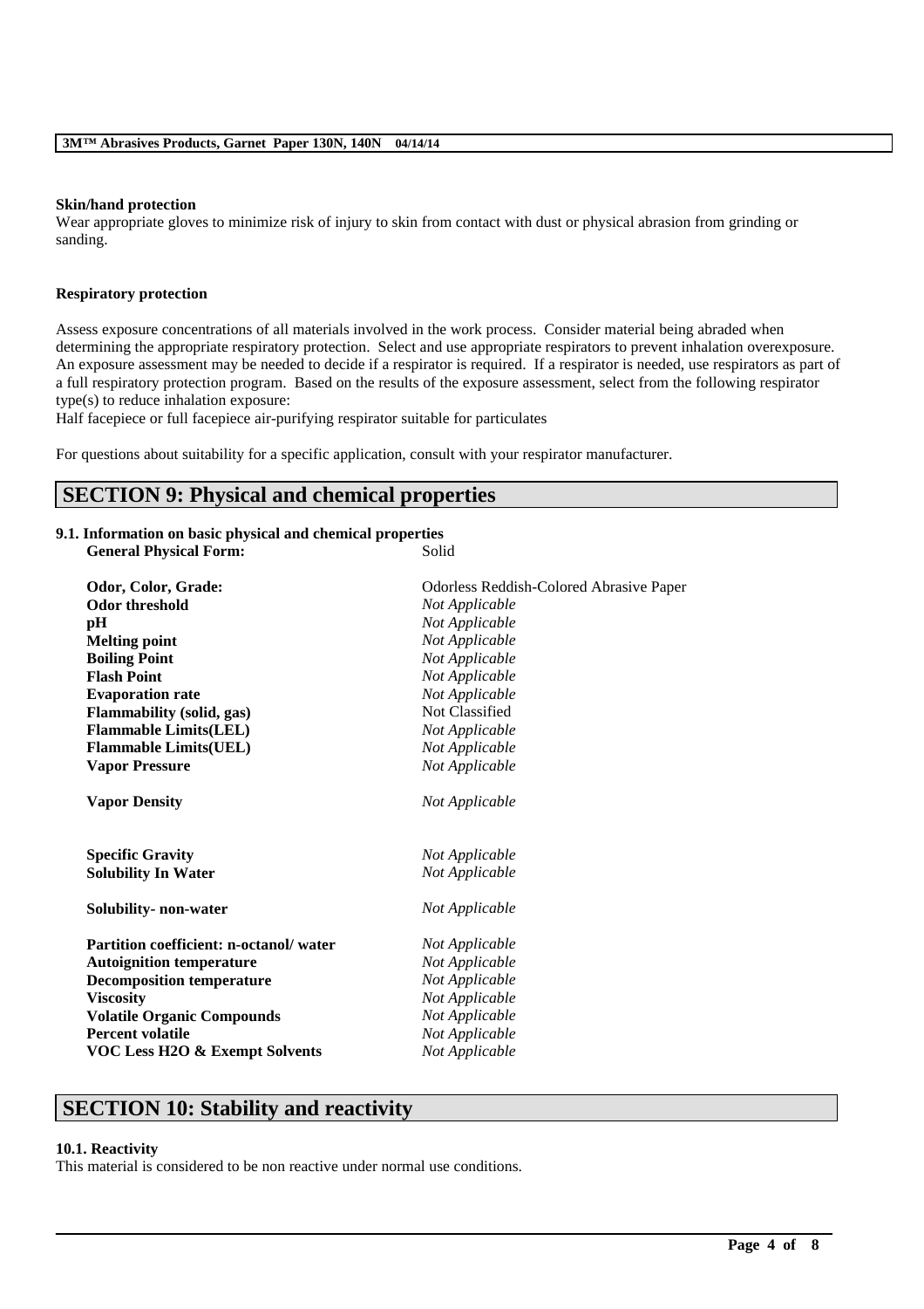**Skin/hand protection**

Wear appropriate gloves to minimize risk of injury to skin from contact with dust or physical abrasion from grinding or sanding.

**Respiratory protection**

Assess exposure concentrations of all materials involved in the work process. Consider material being abraded when determining the appropriate respiratory protection. Select and use appropriate respirators to prevent inhalation overexposure. An exposure assessment may be needed to decide if a respirator is required. If a respirator is needed, use respirators as part of a full respiratory protection program. Based on the results of the exposure assessment, select from the following respirator type(s) to reduce inhalation exposure:

Half facepiece or full facepiece air-purifying respirator suitable for particulates

For questions about suitability for a specific application, consult with your respirator manufacturer.

## SECTION 9: Physical and chemical properties

### 9.1. Information on basic physical and chemical properties

| | |
|---|---|
| **General Physical Form:** | Solid |
| **Odor, Color, Grade:** | Odorless Reddish-Colored Abrasive Paper |
| **Odor threshold** | *Not Applicable* |
| **pH** | *Not Applicable* |
| **Melting point** | *Not Applicable* |
| **Boiling Point** | *Not Applicable* |
| **Flash Point** | *Not Applicable* |
| **Evaporation rate** | *Not Applicable* |
| **Flammability (solid, gas)** | Not Classified |
| **Flammable Limits(LEL)** | *Not Applicable* |
| **Flammable Limits(UEL)** | *Not Applicable* |
| **Vapor Pressure** | *Not Applicable* |
| **Vapor Density** | *Not Applicable* |
| **Specific Gravity** | *Not Applicable* |
| **Solubility In Water** | *Not Applicable* |
| **Solubility- non-water** | *Not Applicable* |
| **Partition coefficient: n-octanol/ water** | *Not Applicable* |
| **Autoignition temperature** | *Not Applicable* |
| **Decomposition temperature** | *Not Applicable* |
| **Viscosity** | *Not Applicable* |
| **Volatile Organic Compounds** | *Not Applicable* |
| **Percent volatile** | *Not Applicable* |
| **VOC Less H2O & Exempt Solvents** | *Not Applicable* |

## SECTION 10: Stability and reactivity

### 10.1. Reactivity

This material is considered to be non reactive under normal use conditions.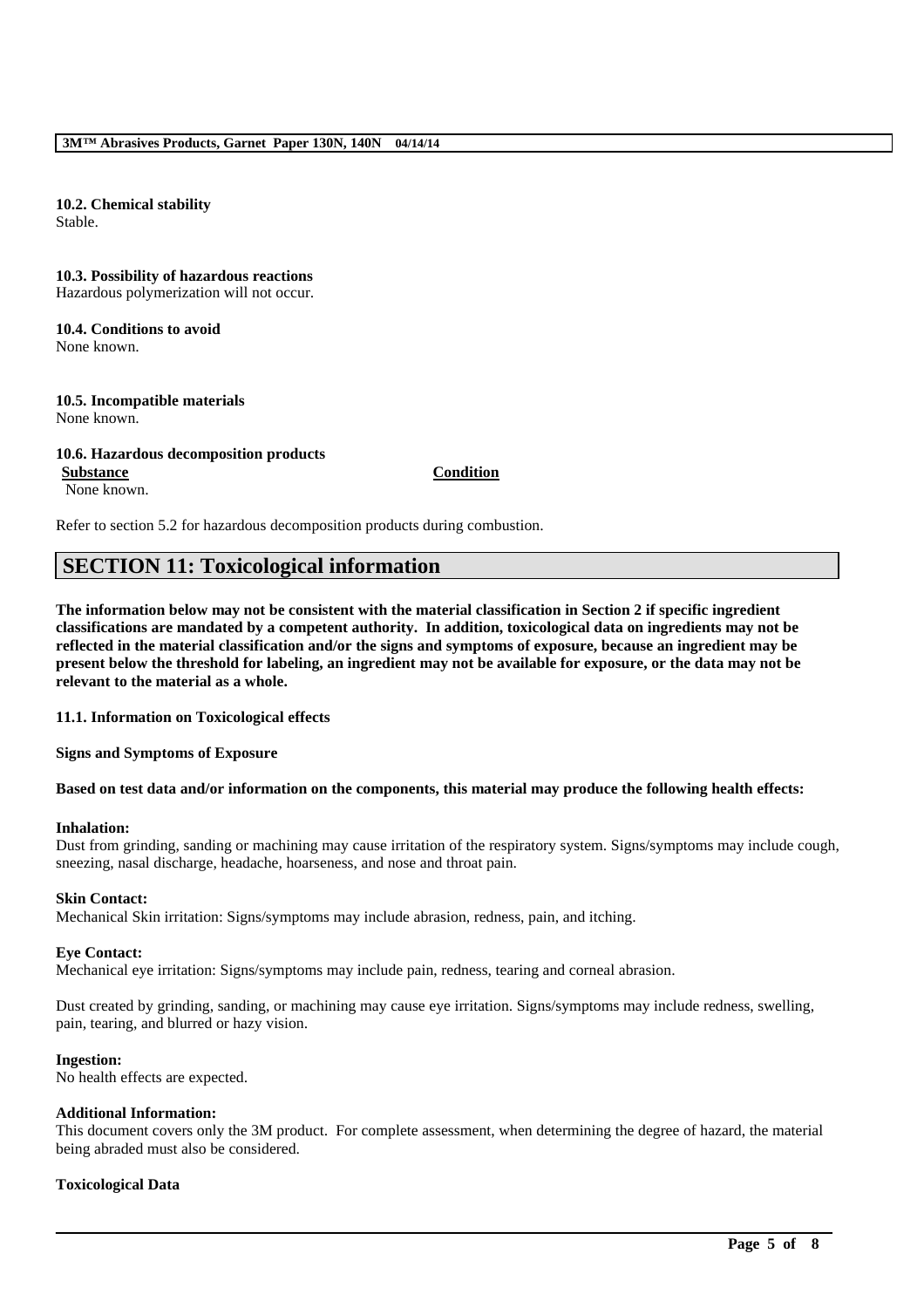**10.2. Chemical stability**
Stable.

**10.3. Possibility of hazardous reactions**
Hazardous polymerization will not occur.

**10.4. Conditions to avoid**
None known.

**10.5. Incompatible materials**
None known.

**10.6. Hazardous decomposition products**

| Substance | Condition |
| --- | --- |
| None known. | |

Refer to section 5.2 for hazardous decomposition products during combustion.

## SECTION 11: Toxicological information

**The information below may not be consistent with the material classification in Section 2 if specific ingredient classifications are mandated by a competent authority. In addition, toxicological data on ingredients may not be reflected in the material classification and/or the signs and symptoms of exposure, because an ingredient may be present below the threshold for labeling, an ingredient may not be available for exposure, or the data may not be relevant to the material as a whole.**

**11.1. Information on Toxicological effects**

**Signs and Symptoms of Exposure**

**Based on test data and/or information on the components, this material may produce the following health effects:**

**Inhalation:**
Dust from grinding, sanding or machining may cause irritation of the respiratory system. Signs/symptoms may include cough, sneezing, nasal discharge, headache, hoarseness, and nose and throat pain.

**Skin Contact:**
Mechanical Skin irritation: Signs/symptoms may include abrasion, redness, pain, and itching.

**Eye Contact:**
Mechanical eye irritation: Signs/symptoms may include pain, redness, tearing and corneal abrasion.

Dust created by grinding, sanding, or machining may cause eye irritation. Signs/symptoms may include redness, swelling, pain, tearing, and blurred or hazy vision.

**Ingestion:**
No health effects are expected.

**Additional Information:**
This document covers only the 3M product. For complete assessment, when determining the degree of hazard, the material being abraded must also be considered.

**Toxicological Data**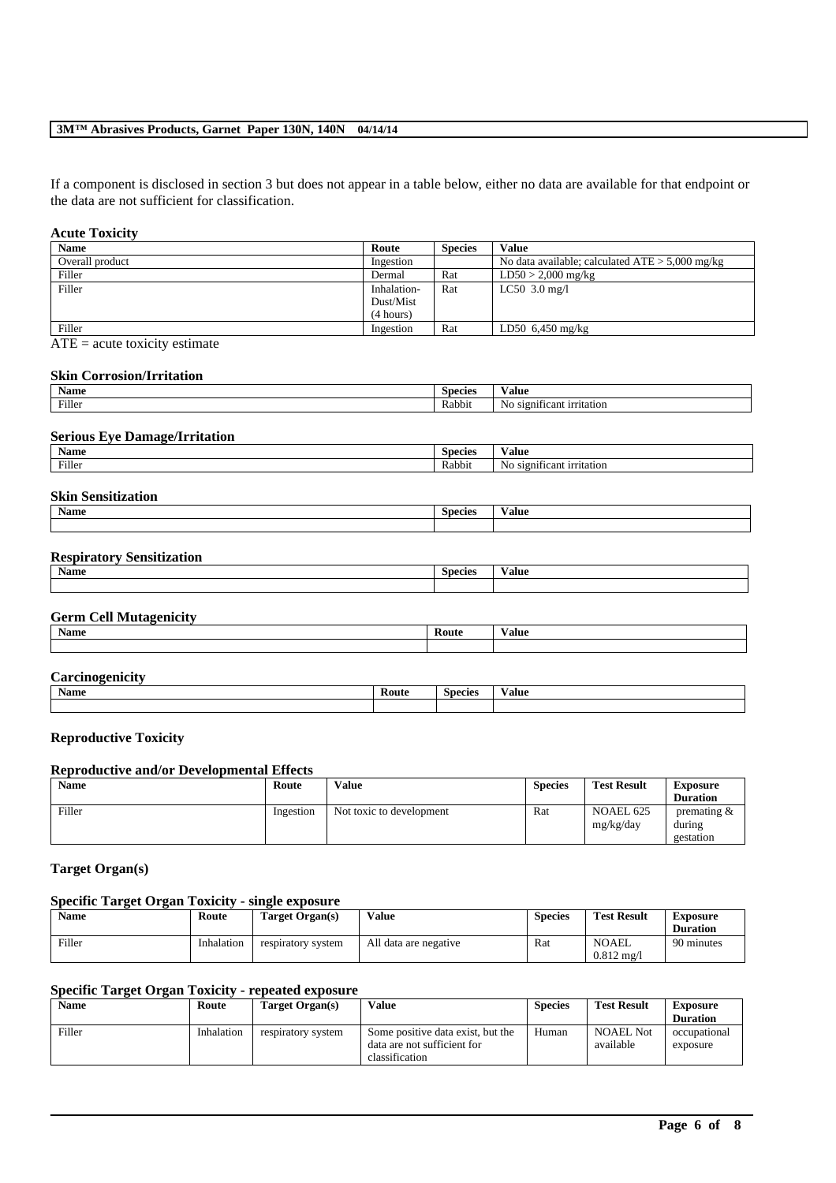If a component is disclosed in section 3 but does not appear in a table below, either no data are available for that endpoint or the data are not sufficient for classification.

### Acute Toxicity

| Name | Route | Species | Value |
|---|---|---|---|
| Overall product | Ingestion | | No data available; calculated ATE > 5,000 mg/kg |
| Filler | Dermal | Rat | LD50 > 2,000 mg/kg |
| Filler | Inhalation-Dust/Mist (4 hours) | Rat | LC50 3.0 mg/l |
| Filler | Ingestion | Rat | LD50 6,450 mg/kg |

ATE = acute toxicity estimate

### Skin Corrosion/Irritation

| Name | Species | Value |
|---|---|---|
| Filler | Rabbit | No significant irritation |

### Serious Eye Damage/Irritation

| Name | Species | Value |
|---|---|---|
| Filler | Rabbit | No significant irritation |

### Skin Sensitization

| Name | Species | Value |
|---|---|---|
| | | |

### Respiratory Sensitization

| Name | Species | Value |
|---|---|---|
| | | |

### Germ Cell Mutagenicity

| Name | Route | Value |
|---|---|---|
| | | |

### Carcinogenicity

| Name | Route | Species | Value |
|---|---|---|---|
| | | | |

### Reproductive Toxicity

#### Reproductive and/or Developmental Effects

| Name | Route | Value | Species | Test Result | Exposure Duration |
|---|---|---|---|---|---|
| Filler | Ingestion | Not toxic to development | Rat | NOAEL 625 mg/kg/day | premating & during gestation |

### Target Organ(s)

#### Specific Target Organ Toxicity - single exposure

| Name | Route | Target Organ(s) | Value | Species | Test Result | Exposure Duration |
|---|---|---|---|---|---|---|
| Filler | Inhalation | respiratory system | All data are negative | Rat | NOAEL 0.812 mg/l | 90 minutes |

#### Specific Target Organ Toxicity - repeated exposure

| Name | Route | Target Organ(s) | Value | Species | Test Result | Exposure Duration |
|---|---|---|---|---|---|---|
| Filler | Inhalation | respiratory system | Some positive data exist, but the data are not sufficient for classification | Human | NOAEL Not available | occupational exposure |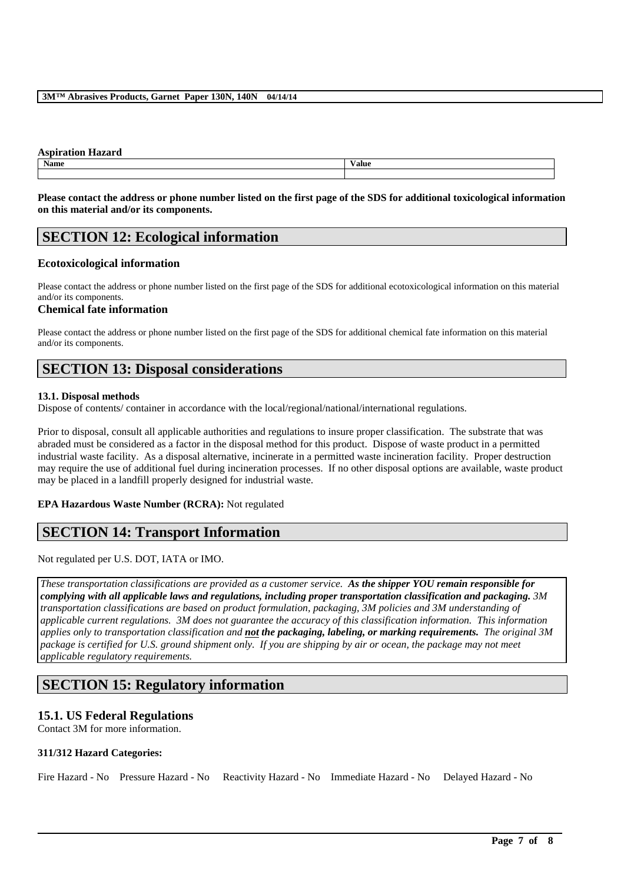**Aspiration Hazard**

| Name | Value |
|---|---|
| | |

**Please contact the address or phone number listed on the first page of the SDS for additional toxicological information on this material and/or its components.**

## SECTION 12: Ecological information

### Ecotoxicological information

Please contact the address or phone number listed on the first page of the SDS for additional ecotoxicological information on this material and/or its components.

### Chemical fate information

Please contact the address or phone number listed on the first page of the SDS for additional chemical fate information on this material and/or its components.

## SECTION 13: Disposal considerations

**13.1. Disposal methods**

Dispose of contents/ container in accordance with the local/regional/national/international regulations.

Prior to disposal, consult all applicable authorities and regulations to insure proper classification. The substrate that was abraded must be considered as a factor in the disposal method for this product. Dispose of waste product in a permitted industrial waste facility. As a disposal alternative, incinerate in a permitted waste incineration facility. Proper destruction may require the use of additional fuel during incineration processes. If no other disposal options are available, waste product may be placed in a landfill properly designed for industrial waste.

**EPA Hazardous Waste Number (RCRA):** Not regulated

## SECTION 14: Transport Information

Not regulated per U.S. DOT, IATA or IMO.

*These transportation classifications are provided as a customer service.* ***As the shipper YOU remain responsible for complying with all applicable laws and regulations, including proper transportation classification and packaging.*** *3M transportation classifications are based on product formulation, packaging, 3M policies and 3M understanding of applicable current regulations. 3M does not guarantee the accuracy of this classification information. This information applies only to transportation classification and* ***not the packaging, labeling, or marking requirements.*** *The original 3M package is certified for U.S. ground shipment only. If you are shipping by air or ocean, the package may not meet applicable regulatory requirements.*

## SECTION 15: Regulatory information

### 15.1. US Federal Regulations

Contact 3M for more information.

**311/312 Hazard Categories:**

Fire Hazard - No Pressure Hazard - No Reactivity Hazard - No Immediate Hazard - No Delayed Hazard - No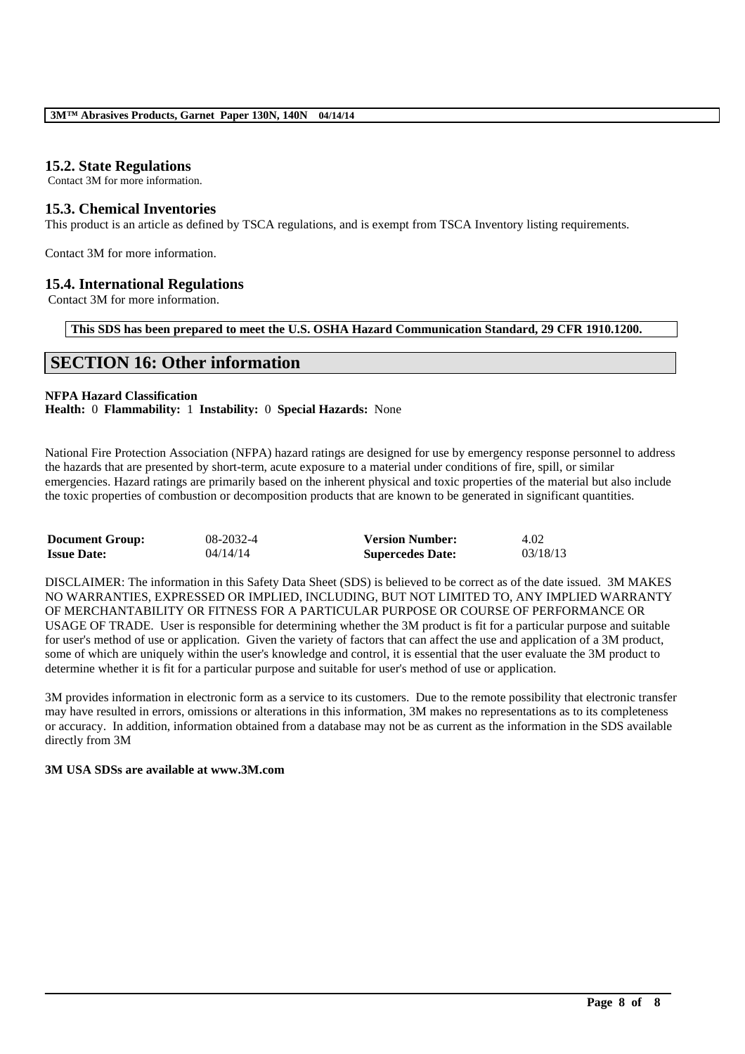### 15.2. State Regulations

Contact 3M for more information.

### 15.3. Chemical Inventories

This product is an article as defined by TSCA regulations, and is exempt from TSCA Inventory listing requirements.

Contact 3M for more information.

### 15.4. International Regulations

Contact 3M for more information.

**This SDS has been prepared to meet the U.S. OSHA Hazard Communication Standard, 29 CFR 1910.1200.**

## SECTION 16: Other information

**NFPA Hazard Classification**
**Health:** 0 **Flammability:** 1 **Instability:** 0 **Special Hazards:** None

National Fire Protection Association (NFPA) hazard ratings are designed for use by emergency response personnel to address the hazards that are presented by short-term, acute exposure to a material under conditions of fire, spill, or similar emergencies. Hazard ratings are primarily based on the inherent physical and toxic properties of the material but also include the toxic properties of combustion or decomposition products that are known to be generated in significant quantities.

| | | | |
|---|---|---|---|
| **Document Group:** | 08-2032-4 | **Version Number:** | 4.02 |
| **Issue Date:** | 04/14/14 | **Supercedes Date:** | 03/18/13 |

DISCLAIMER: The information in this Safety Data Sheet (SDS) is believed to be correct as of the date issued. 3M MAKES NO WARRANTIES, EXPRESSED OR IMPLIED, INCLUDING, BUT NOT LIMITED TO, ANY IMPLIED WARRANTY OF MERCHANTABILITY OR FITNESS FOR A PARTICULAR PURPOSE OR COURSE OF PERFORMANCE OR USAGE OF TRADE. User is responsible for determining whether the 3M product is fit for a particular purpose and suitable for user's method of use or application. Given the variety of factors that can affect the use and application of a 3M product, some of which are uniquely within the user's knowledge and control, it is essential that the user evaluate the 3M product to determine whether it is fit for a particular purpose and suitable for user's method of use or application.

3M provides information in electronic form as a service to its customers. Due to the remote possibility that electronic transfer may have resulted in errors, omissions or alterations in this information, 3M makes no representations as to its completeness or accuracy. In addition, information obtained from a database may not be as current as the information in the SDS available directly from 3M

**3M USA SDSs are available at www.3M.com**